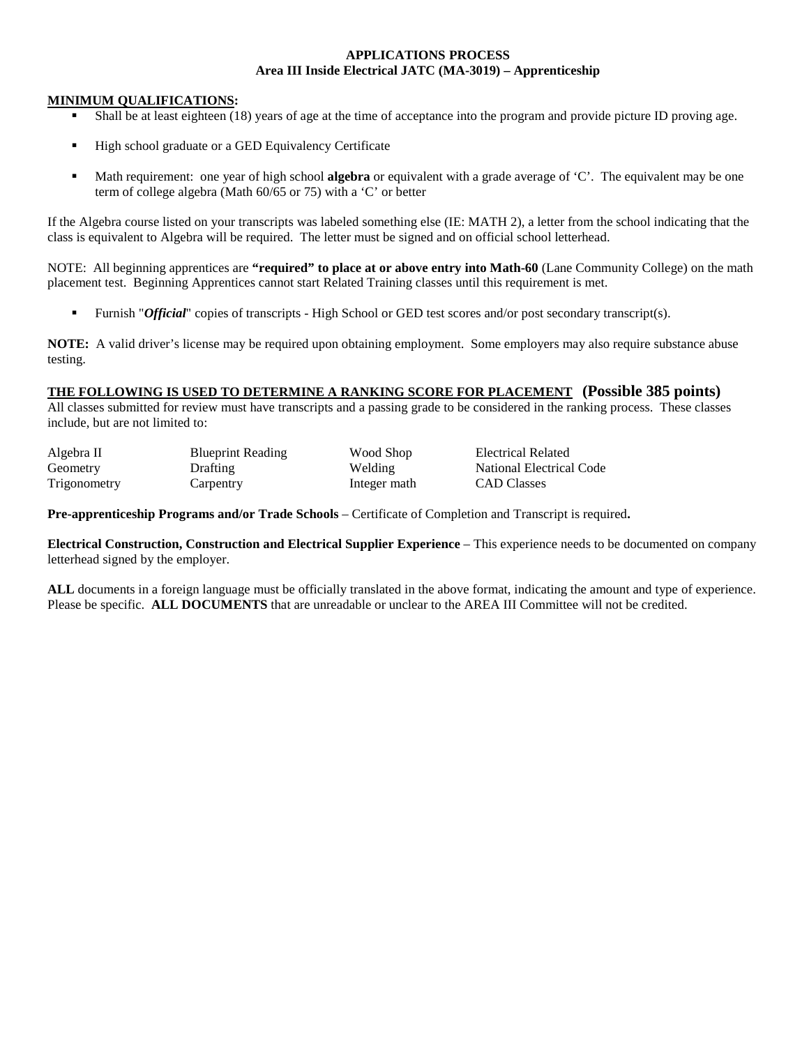**APPLICATIONS PROCESS**
**Area III Inside Electrical JATC (MA-3019) – Apprenticeship**

**MINIMUM QUALIFICATIONS:**

- Shall be at least eighteen (18) years of age at the time of acceptance into the program and provide picture ID proving age.
- High school graduate or a GED Equivalency Certificate
- Math requirement: one year of high school **algebra** or equivalent with a grade average of 'C'. The equivalent may be one term of college algebra (Math 60/65 or 75) with a 'C' or better

If the Algebra course listed on your transcripts was labeled something else (IE: MATH 2), a letter from the school indicating that the class is equivalent to Algebra will be required. The letter must be signed and on official school letterhead.

NOTE: All beginning apprentices are **"required" to place at or above entry into Math-60** (Lane Community College) on the math placement test. Beginning Apprentices cannot start Related Training classes until this requirement is met.

- Furnish "***Official***" copies of transcripts - High School or GED test scores and/or post secondary transcript(s).

**NOTE:** A valid driver's license may be required upon obtaining employment. Some employers may also require substance abuse testing.

**THE FOLLOWING IS USED TO DETERMINE A RANKING SCORE FOR PLACEMENT (Possible 385 points)**

All classes submitted for review must have transcripts and a passing grade to be considered in the ranking process. These classes include, but are not limited to:

| | | | |
|---|---|---|---|
| Algebra II | Blueprint Reading | Wood Shop | Electrical Related |
| Geometry | Drafting | Welding | National Electrical Code |
| Trigonometry | Carpentry | Integer math | CAD Classes |

**Pre-apprenticeship Programs and/or Trade Schools** – Certificate of Completion and Transcript is required**.**

**Electrical Construction, Construction and Electrical Supplier Experience** – This experience needs to be documented on company letterhead signed by the employer.

**ALL** documents in a foreign language must be officially translated in the above format, indicating the amount and type of experience. Please be specific. **ALL DOCUMENTS** that are unreadable or unclear to the AREA III Committee will not be credited.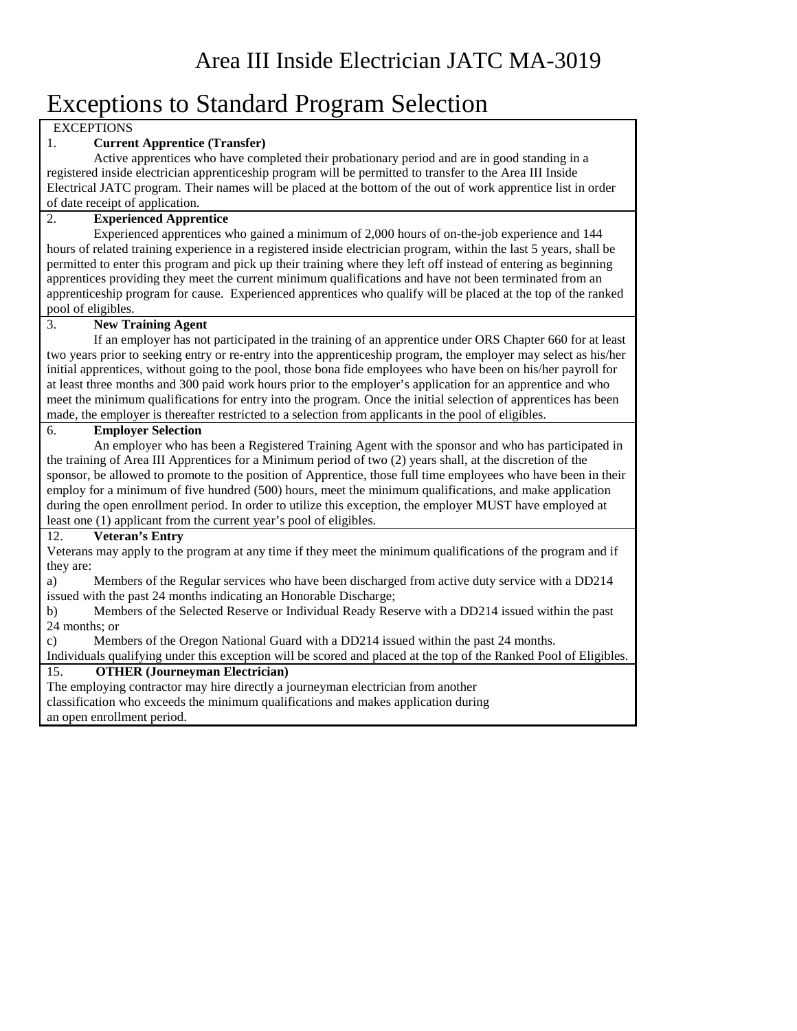# Area III Inside Electrician JATC MA-3019

## Exceptions to Standard Program Selection

EXCEPTIONS

1. **Current Apprentice (Transfer)**

Active apprentices who have completed their probationary period and are in good standing in a registered inside electrician apprenticeship program will be permitted to transfer to the Area III Inside Electrical JATC program. Their names will be placed at the bottom of the out of work apprentice list in order of date receipt of application.

2. **Experienced Apprentice**

Experienced apprentices who gained a minimum of 2,000 hours of on-the-job experience and 144 hours of related training experience in a registered inside electrician program, within the last 5 years, shall be permitted to enter this program and pick up their training where they left off instead of entering as beginning apprentices providing they meet the current minimum qualifications and have not been terminated from an apprenticeship program for cause. Experienced apprentices who qualify will be placed at the top of the ranked pool of eligibles.

3. **New Training Agent**

If an employer has not participated in the training of an apprentice under ORS Chapter 660 for at least two years prior to seeking entry or re-entry into the apprenticeship program, the employer may select as his/her initial apprentices, without going to the pool, those bona fide employees who have been on his/her payroll for at least three months and 300 paid work hours prior to the employer's application for an apprentice and who meet the minimum qualifications for entry into the program. Once the initial selection of apprentices has been made, the employer is thereafter restricted to a selection from applicants in the pool of eligibles.

6. **Employer Selection**

An employer who has been a Registered Training Agent with the sponsor and who has participated in the training of Area III Apprentices for a Minimum period of two (2) years shall, at the discretion of the sponsor, be allowed to promote to the position of Apprentice, those full time employees who have been in their employ for a minimum of five hundred (500) hours, meet the minimum qualifications, and make application during the open enrollment period. In order to utilize this exception, the employer MUST have employed at least one (1) applicant from the current year's pool of eligibles.

12. **Veteran's Entry**

Veterans may apply to the program at any time if they meet the minimum qualifications of the program and if they are:

a) Members of the Regular services who have been discharged from active duty service with a DD214 issued with the past 24 months indicating an Honorable Discharge;

b) Members of the Selected Reserve or Individual Ready Reserve with a DD214 issued within the past 24 months; or

c) Members of the Oregon National Guard with a DD214 issued within the past 24 months.

Individuals qualifying under this exception will be scored and placed at the top of the Ranked Pool of Eligibles.

15. **OTHER (Journeyman Electrician)**

The employing contractor may hire directly a journeyman electrician from another classification who exceeds the minimum qualifications and makes application during an open enrollment period.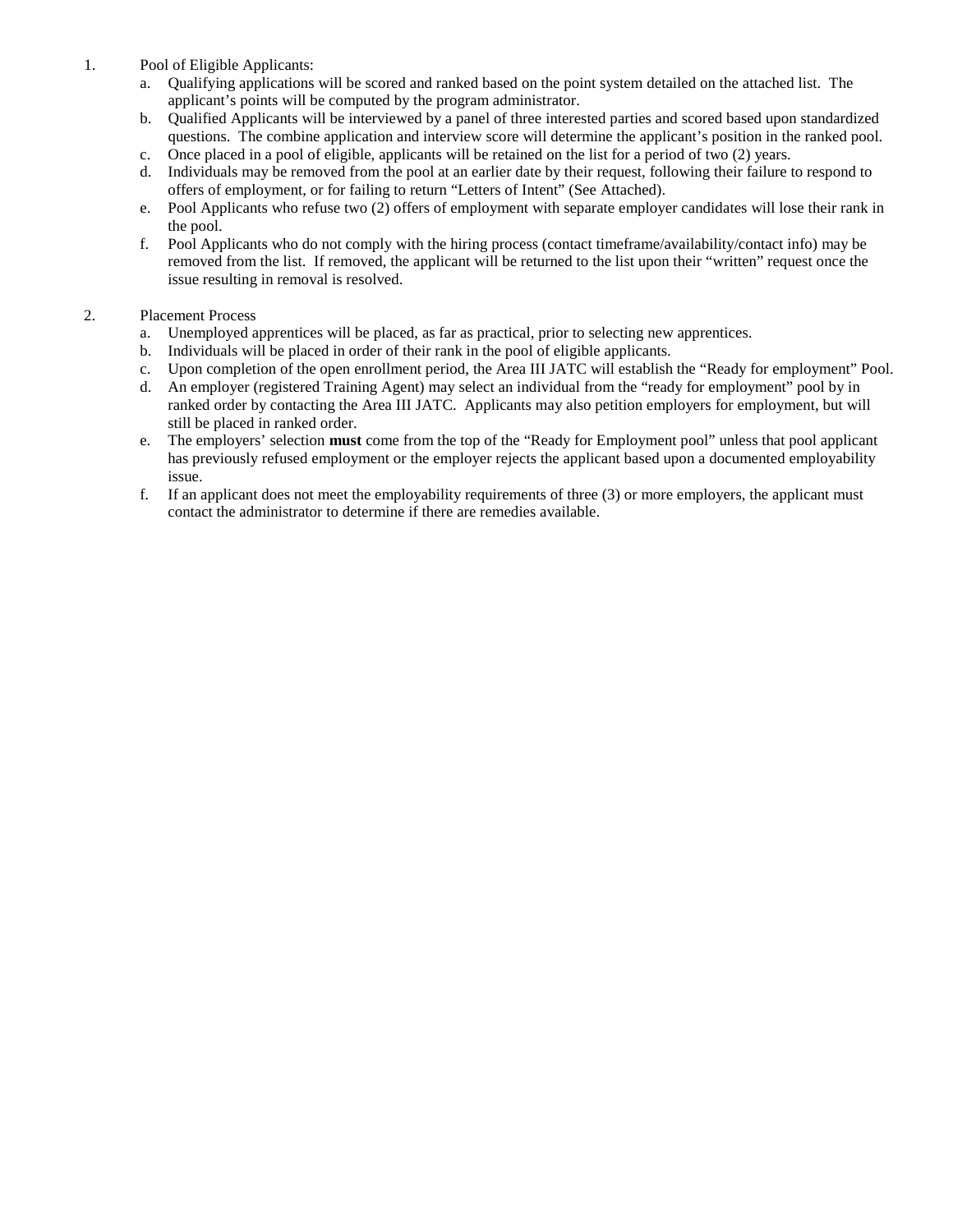1. Pool of Eligible Applicants:
   a. Qualifying applications will be scored and ranked based on the point system detailed on the attached list. The applicant's points will be computed by the program administrator.
   b. Qualified Applicants will be interviewed by a panel of three interested parties and scored based upon standardized questions. The combine application and interview score will determine the applicant's position in the ranked pool.
   c. Once placed in a pool of eligible, applicants will be retained on the list for a period of two (2) years.
   d. Individuals may be removed from the pool at an earlier date by their request, following their failure to respond to offers of employment, or for failing to return "Letters of Intent" (See Attached).
   e. Pool Applicants who refuse two (2) offers of employment with separate employer candidates will lose their rank in the pool.
   f. Pool Applicants who do not comply with the hiring process (contact timeframe/availability/contact info) may be removed from the list. If removed, the applicant will be returned to the list upon their "written" request once the issue resulting in removal is resolved.

2. Placement Process
   a. Unemployed apprentices will be placed, as far as practical, prior to selecting new apprentices.
   b. Individuals will be placed in order of their rank in the pool of eligible applicants.
   c. Upon completion of the open enrollment period, the Area III JATC will establish the "Ready for employment" Pool.
   d. An employer (registered Training Agent) may select an individual from the "ready for employment" pool by in ranked order by contacting the Area III JATC. Applicants may also petition employers for employment, but will still be placed in ranked order.
   e. The employers' selection **must** come from the top of the "Ready for Employment pool" unless that pool applicant has previously refused employment or the employer rejects the applicant based upon a documented employability issue.
   f. If an applicant does not meet the employability requirements of three (3) or more employers, the applicant must contact the administrator to determine if there are remedies available.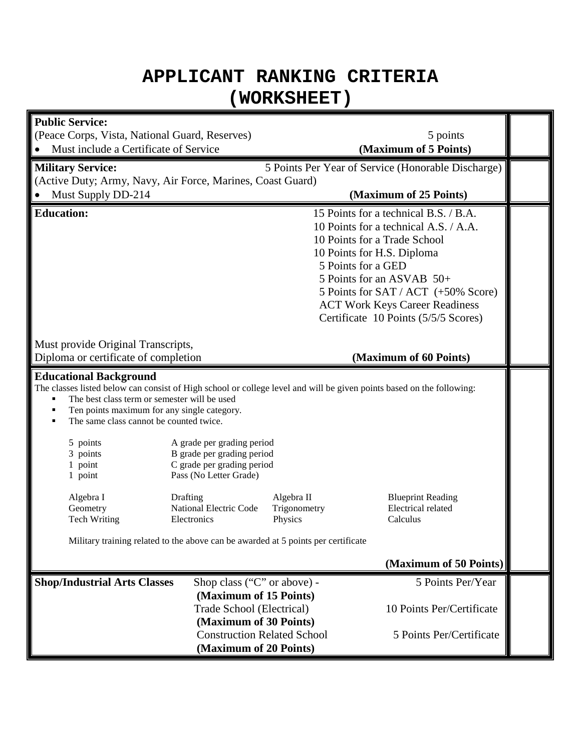# APPLICANT RANKING CRITERIA (WORKSHEET)

| | |
|---|---|
| **Public Service:**<br>(Peace Corps, Vista, National Guard, Reserves) — 5 points<br>• Must include a Certificate of Service — **(Maximum of 5 Points)** | |
| **Military Service:** — 5 Points Per Year of Service (Honorable Discharge)<br>(Active Duty; Army, Navy, Air Force, Marines, Coast Guard)<br>• Must Supply DD-214 — **(Maximum of 25 Points)** | |
| **Education:**<br>15 Points for a technical B.S. / B.A.<br>10 Points for a technical A.S. / A.A.<br>10 Points for a Trade School<br>10 Points for H.S. Diploma<br>5 Points for a GED<br>5 Points for an ASVAB 50+<br>5 Points for SAT / ACT (+50% Score)<br>ACT Work Keys Career Readiness Certificate 10 Points (5/5/5 Scores)<br><br>Must provide Original Transcripts,<br>Diploma or certificate of completion — **(Maximum of 60 Points)** | |
| **Educational Background**<br>The classes listed below can consist of High school or college level and will be given points based on the following:<br>▪ The best class term or semester will be used<br>▪ Ten points maximum for any single category.<br>▪ The same class cannot be counted twice.<br><br>5 points — A grade per grading period<br>3 points — B grade per grading period<br>1 point — C grade per grading period<br>1 point — Pass (No Letter Grade)<br><br>Algebra I, Drafting, Algebra II, Blueprint Reading<br>Geometry, National Electric Code, Trigonometry, Electrical related<br>Tech Writing, Electronics, Physics, Calculus<br><br>Military training related to the above can be awarded at 5 points per certificate<br><br>**(Maximum of 50 Points)** | |
| **Shop/Industrial Arts Classes**<br>Shop class ("C" or above) - 5 Points Per/Year<br>**(Maximum of 15 Points)**<br>Trade School (Electrical) 10 Points Per/Certificate<br>**(Maximum of 30 Points)**<br>Construction Related School 5 Points Per/Certificate<br>**(Maximum of 20 Points)** | |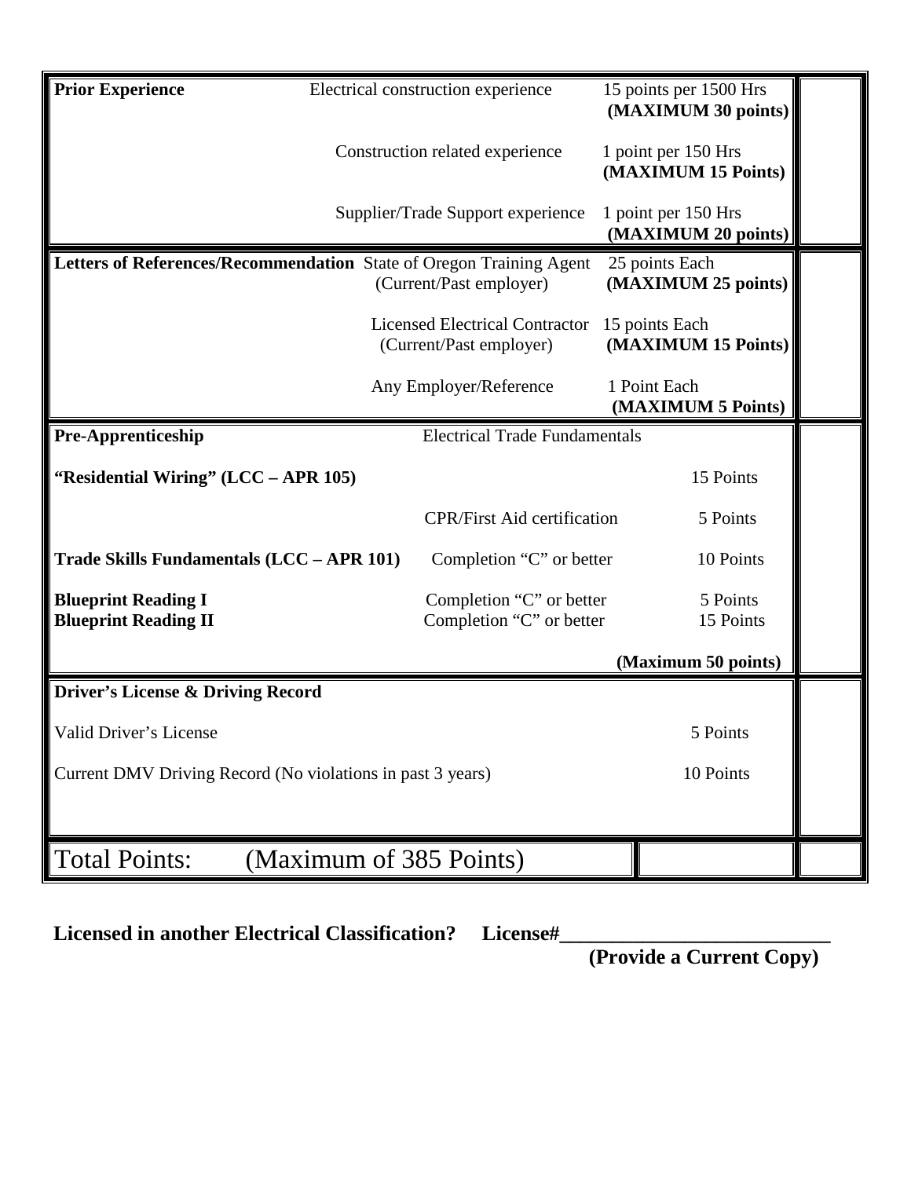| | | | |
|---|---|---|---|
| **Prior Experience** | Electrical construction experience | 15 points per 1500 Hrs **(MAXIMUM 30 points)** | |
| | Construction related experience | 1 point per 150 Hrs **(MAXIMUM 15 Points)** | |
| | Supplier/Trade Support experience | 1 point per 150 Hrs **(MAXIMUM 20 points)** | |
| **Letters of References/Recommendation** | State of Oregon Training Agent (Current/Past employer) | 25 points Each **(MAXIMUM 25 points)** | |
| | Licensed Electrical Contractor (Current/Past employer) | 15 points Each **(MAXIMUM 15 Points)** | |
| | Any Employer/Reference | 1 Point Each **(MAXIMUM 5 Points)** | |
| **Pre-Apprenticeship** | Electrical Trade Fundamentals | | |
| **"Residential Wiring" (LCC – APR 105)** | | 15 Points | |
| | CPR/First Aid certification | 5 Points | |
| **Trade Skills Fundamentals (LCC – APR 101)** | Completion "C" or better | 10 Points | |
| **Blueprint Reading I** | Completion "C" or better | 5 Points | |
| **Blueprint Reading II** | Completion "C" or better | 15 Points | |
| | | **(Maximum 50 points)** | |
| **Driver's License & Driving Record** | | | |
| Valid Driver's License | | 5 Points | |
| Current DMV Driving Record (No violations in past 3 years) | | 10 Points | |
| Total Points: (Maximum of 385 Points) | | | |

**Licensed in another Electrical Classification? License#_________________________**
**(Provide a Current Copy)**